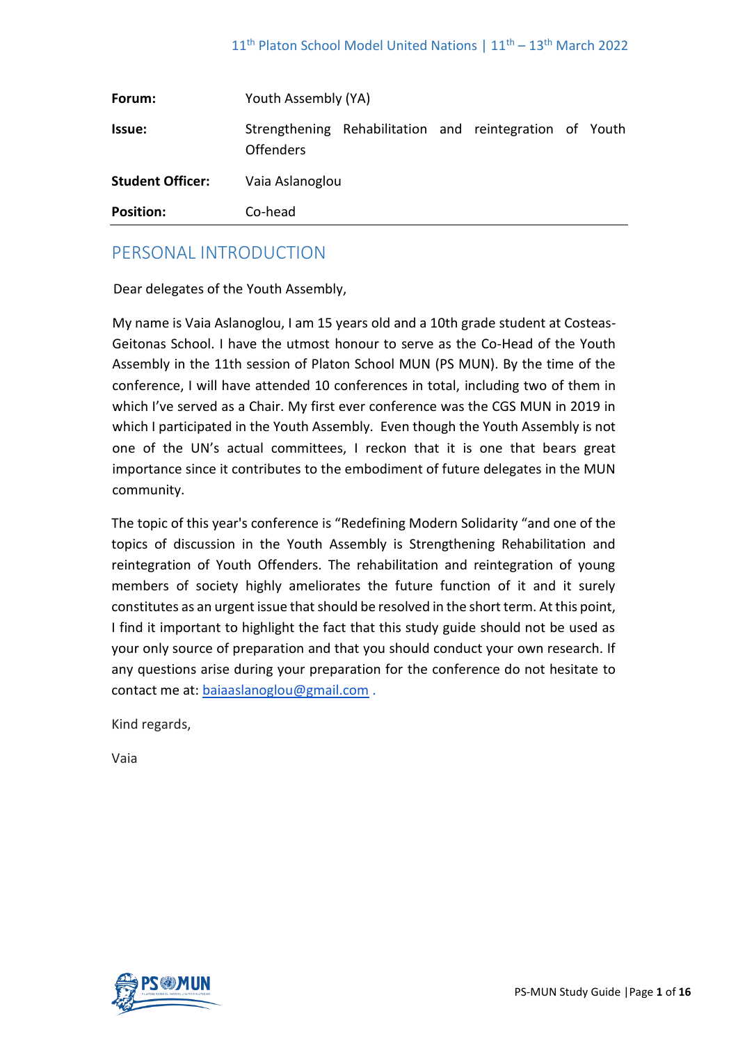| | |
|---|---|
| **Forum:** | Youth Assembly (YA) |
| **Issue:** | Strengthening Rehabilitation and reintegration of Youth Offenders |
| **Student Officer:** | Vaia Aslanoglou |
| **Position:** | Co-head |

## PERSONAL INTRODUCTION

Dear delegates of the Youth Assembly,

My name is Vaia Aslanoglou, I am 15 years old and a 10th grade student at Costeas-Geitonas School. I have the utmost honour to serve as the Co-Head of the Youth Assembly in the 11th session of Platon School MUN (PS MUN). By the time of the conference, I will have attended 10 conferences in total, including two of them in which I've served as a Chair. My first ever conference was the CGS MUN in 2019 in which I participated in the Youth Assembly. Even though the Youth Assembly is not one of the UN's actual committees, I reckon that it is one that bears great importance since it contributes to the embodiment of future delegates in the MUN community.

The topic of this year's conference is "Redefining Modern Solidarity "and one of the topics of discussion in the Youth Assembly is Strengthening Rehabilitation and reintegration of Youth Offenders. The rehabilitation and reintegration of young members of society highly ameliorates the future function of it and it surely constitutes as an urgent issue that should be resolved in the short term. At this point, I find it important to highlight the fact that this study guide should not be used as your only source of preparation and that you should conduct your own research. If any questions arise during your preparation for the conference do not hesitate to contact me at: baiaaslanoglou@gmail.com .

Kind regards,

Vaia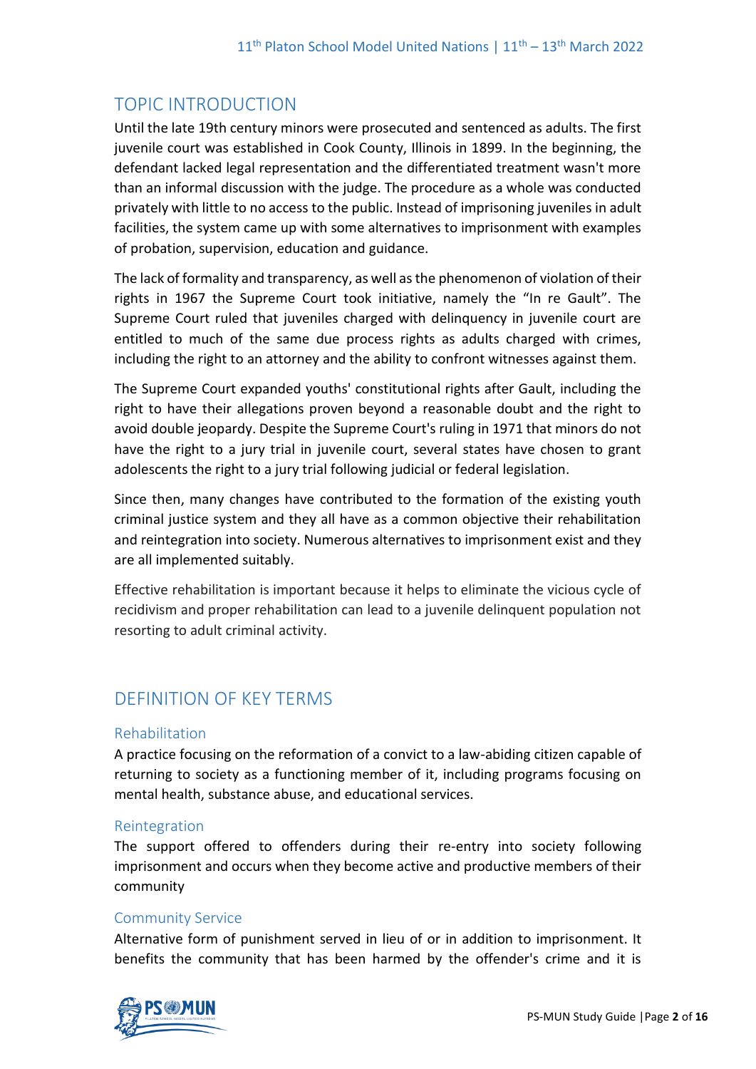## TOPIC INTRODUCTION

Until the late 19th century minors were prosecuted and sentenced as adults. The first juvenile court was established in Cook County, Illinois in 1899. In the beginning, the defendant lacked legal representation and the differentiated treatment wasn't more than an informal discussion with the judge. The procedure as a whole was conducted privately with little to no access to the public. Instead of imprisoning juveniles in adult facilities, the system came up with some alternatives to imprisonment with examples of probation, supervision, education and guidance.

The lack of formality and transparency, as well as the phenomenon of violation of their rights in 1967 the Supreme Court took initiative, namely the "In re Gault". The Supreme Court ruled that juveniles charged with delinquency in juvenile court are entitled to much of the same due process rights as adults charged with crimes, including the right to an attorney and the ability to confront witnesses against them.

The Supreme Court expanded youths' constitutional rights after Gault, including the right to have their allegations proven beyond a reasonable doubt and the right to avoid double jeopardy. Despite the Supreme Court's ruling in 1971 that minors do not have the right to a jury trial in juvenile court, several states have chosen to grant adolescents the right to a jury trial following judicial or federal legislation.

Since then, many changes have contributed to the formation of the existing youth criminal justice system and they all have as a common objective their rehabilitation and reintegration into society. Numerous alternatives to imprisonment exist and they are all implemented suitably.

Effective rehabilitation is important because it helps to eliminate the vicious cycle of recidivism and proper rehabilitation can lead to a juvenile delinquent population not resorting to adult criminal activity.

## DEFINITION OF KEY TERMS

### Rehabilitation

A practice focusing on the reformation of a convict to a law-abiding citizen capable of returning to society as a functioning member of it, including programs focusing on mental health, substance abuse, and educational services.

### Reintegration

The support offered to offenders during their re-entry into society following imprisonment and occurs when they become active and productive members of their community

### Community Service

Alternative form of punishment served in lieu of or in addition to imprisonment. It benefits the community that has been harmed by the offender's crime and it is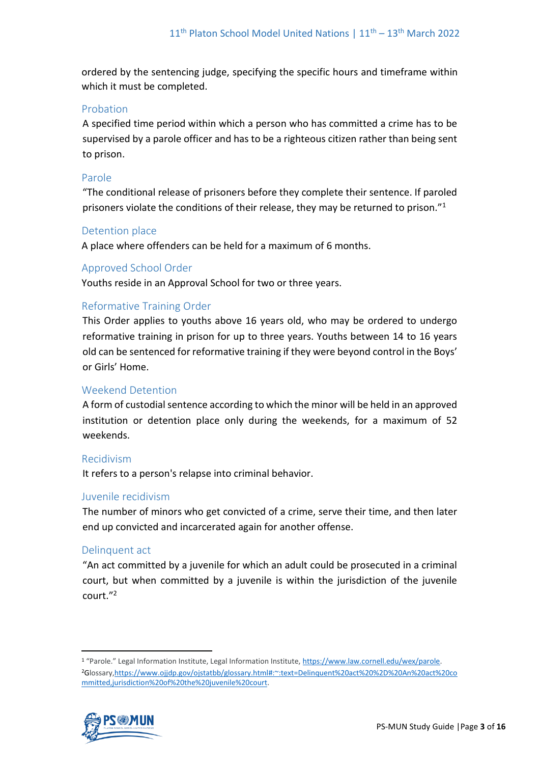ordered by the sentencing judge, specifying the specific hours and timeframe within which it must be completed.

### Probation

A specified time period within which a person who has committed a crime has to be supervised by a parole officer and has to be a righteous citizen rather than being sent to prison.

### Parole

"The conditional release of prisoners before they complete their sentence. If paroled prisoners violate the conditions of their release, they may be returned to prison."[1]

### Detention place

A place where offenders can be held for a maximum of 6 months.

### Approved School Order

Youths reside in an Approval School for two or three years.

### Reformative Training Order

This Order applies to youths above 16 years old, who may be ordered to undergo reformative training in prison for up to three years. Youths between 14 to 16 years old can be sentenced for reformative training if they were beyond control in the Boys' or Girls' Home.

### Weekend Detention

A form of custodial sentence according to which the minor will be held in an approved institution or detention place only during the weekends, for a maximum of 52 weekends.

### Recidivism

It refers to a person's relapse into criminal behavior.

### Juvenile recidivism

The number of minors who get convicted of a crime, serve their time, and then later end up convicted and incarcerated again for another offense.

### Delinquent act

"An act committed by a juvenile for which an adult could be prosecuted in a criminal court, but when committed by a juvenile is within the jurisdiction of the juvenile court."[2]

---

[1] "Parole." Legal Information Institute, Legal Information Institute, https://www.law.cornell.edu/wex/parole.

[2] Glossary, https://www.ojjdp.gov/ojstatbb/glossary.html#:~:text=Delinquent%20act%20%2D%20An%20act%20committed,jurisdiction%20of%20the%20juvenile%20court.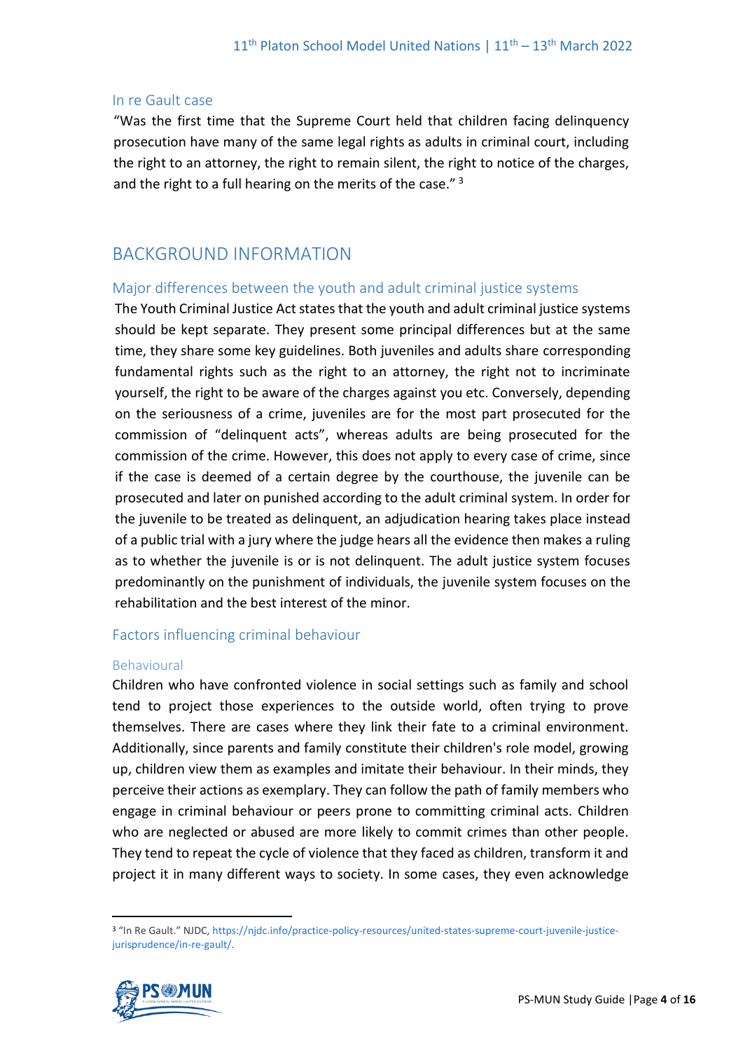### In re Gault case

"Was the first time that the Supreme Court held that children facing delinquency prosecution have many of the same legal rights as adults in criminal court, including the right to an attorney, the right to remain silent, the right to notice of the charges, and the right to a full hearing on the merits of the case." [3]

## BACKGROUND INFORMATION

### Major differences between the youth and adult criminal justice systems

The Youth Criminal Justice Act states that the youth and adult criminal justice systems should be kept separate. They present some principal differences but at the same time, they share some key guidelines. Both juveniles and adults share corresponding fundamental rights such as the right to an attorney, the right not to incriminate yourself, the right to be aware of the charges against you etc. Conversely, depending on the seriousness of a crime, juveniles are for the most part prosecuted for the commission of "delinquent acts", whereas adults are being prosecuted for the commission of the crime. However, this does not apply to every case of crime, since if the case is deemed of a certain degree by the courthouse, the juvenile can be prosecuted and later on punished according to the adult criminal system. In order for the juvenile to be treated as delinquent, an adjudication hearing takes place instead of a public trial with a jury where the judge hears all the evidence then makes a ruling as to whether the juvenile is or is not delinquent. The adult justice system focuses predominantly on the punishment of individuals, the juvenile system focuses on the rehabilitation and the best interest of the minor.

### Factors influencing criminal behaviour

#### Behavioural

Children who have confronted violence in social settings such as family and school tend to project those experiences to the outside world, often trying to prove themselves. There are cases where they link their fate to a criminal environment. Additionally, since parents and family constitute their children's role model, growing up, children view them as examples and imitate their behaviour. In their minds, they perceive their actions as exemplary. They can follow the path of family members who engage in criminal behaviour or peers prone to committing criminal acts. Children who are neglected or abused are more likely to commit crimes than other people. They tend to repeat the cycle of violence that they faced as children, transform it and project it in many different ways to society. In some cases, they even acknowledge

---

[3] "In Re Gault." NJDC, https://njdc.info/practice-policy-resources/united-states-supreme-court-juvenile-justice-jurisprudence/in-re-gault/.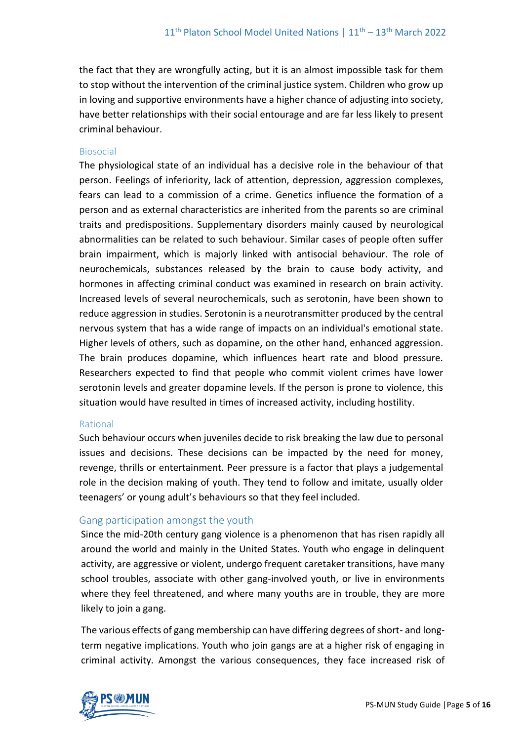the fact that they are wrongfully acting, but it is an almost impossible task for them to stop without the intervention of the criminal justice system. Children who grow up in loving and supportive environments have a higher chance of adjusting into society, have better relationships with their social entourage and are far less likely to present criminal behaviour.

### Biosocial

The physiological state of an individual has a decisive role in the behaviour of that person. Feelings of inferiority, lack of attention, depression, aggression complexes, fears can lead to a commission of a crime. Genetics influence the formation of a person and as external characteristics are inherited from the parents so are criminal traits and predispositions. Supplementary disorders mainly caused by neurological abnormalities can be related to such behaviour. Similar cases of people often suffer brain impairment, which is majorly linked with antisocial behaviour. The role of neurochemicals, substances released by the brain to cause body activity, and hormones in affecting criminal conduct was examined in research on brain activity. Increased levels of several neurochemicals, such as serotonin, have been shown to reduce aggression in studies. Serotonin is a neurotransmitter produced by the central nervous system that has a wide range of impacts on an individual's emotional state. Higher levels of others, such as dopamine, on the other hand, enhanced aggression. The brain produces dopamine, which influences heart rate and blood pressure. Researchers expected to find that people who commit violent crimes have lower serotonin levels and greater dopamine levels. If the person is prone to violence, this situation would have resulted in times of increased activity, including hostility.

### Rational

Such behaviour occurs when juveniles decide to risk breaking the law due to personal issues and decisions. These decisions can be impacted by the need for money, revenge, thrills or entertainment. Peer pressure is a factor that plays a judgemental role in the decision making of youth. They tend to follow and imitate, usually older teenagers' or young adult's behaviours so that they feel included.

## Gang participation amongst the youth

Since the mid-20th century gang violence is a phenomenon that has risen rapidly all around the world and mainly in the United States. Youth who engage in delinquent activity, are aggressive or violent, undergo frequent caretaker transitions, have many school troubles, associate with other gang-involved youth, or live in environments where they feel threatened, and where many youths are in trouble, they are more likely to join a gang.

The various effects of gang membership can have differing degrees of short- and long-term negative implications. Youth who join gangs are at a higher risk of engaging in criminal activity. Amongst the various consequences, they face increased risk of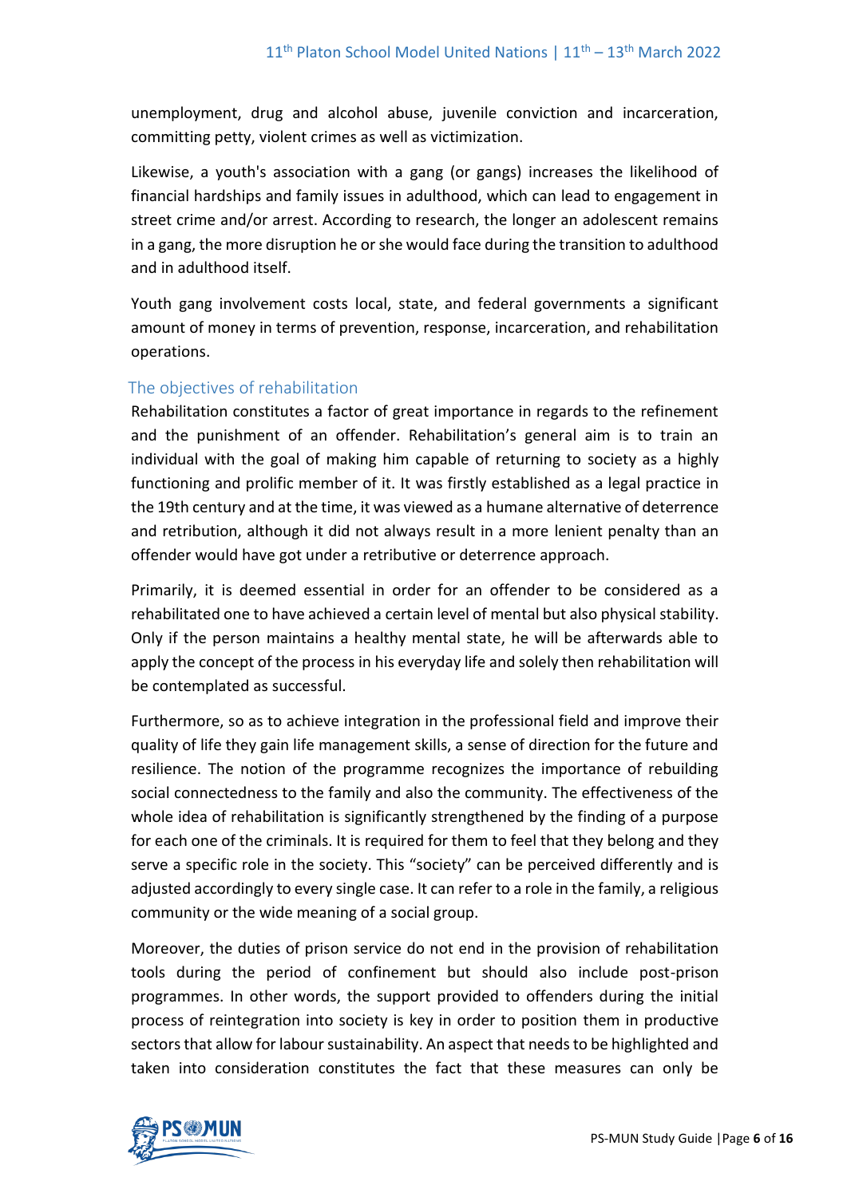unemployment, drug and alcohol abuse, juvenile conviction and incarceration, committing petty, violent crimes as well as victimization.

Likewise, a youth's association with a gang (or gangs) increases the likelihood of financial hardships and family issues in adulthood, which can lead to engagement in street crime and/or arrest. According to research, the longer an adolescent remains in a gang, the more disruption he or she would face during the transition to adulthood and in adulthood itself.

Youth gang involvement costs local, state, and federal governments a significant amount of money in terms of prevention, response, incarceration, and rehabilitation operations.

### The objectives of rehabilitation

Rehabilitation constitutes a factor of great importance in regards to the refinement and the punishment of an offender. Rehabilitation's general aim is to train an individual with the goal of making him capable of returning to society as a highly functioning and prolific member of it. It was firstly established as a legal practice in the 19th century and at the time, it was viewed as a humane alternative of deterrence and retribution, although it did not always result in a more lenient penalty than an offender would have got under a retributive or deterrence approach.

Primarily, it is deemed essential in order for an offender to be considered as a rehabilitated one to have achieved a certain level of mental but also physical stability. Only if the person maintains a healthy mental state, he will be afterwards able to apply the concept of the process in his everyday life and solely then rehabilitation will be contemplated as successful.

Furthermore, so as to achieve integration in the professional field and improve their quality of life they gain life management skills, a sense of direction for the future and resilience. The notion of the programme recognizes the importance of rebuilding social connectedness to the family and also the community. The effectiveness of the whole idea of rehabilitation is significantly strengthened by the finding of a purpose for each one of the criminals. It is required for them to feel that they belong and they serve a specific role in the society. This "society" can be perceived differently and is adjusted accordingly to every single case. It can refer to a role in the family, a religious community or the wide meaning of a social group.

Moreover, the duties of prison service do not end in the provision of rehabilitation tools during the period of confinement but should also include post-prison programmes. In other words, the support provided to offenders during the initial process of reintegration into society is key in order to position them in productive sectors that allow for labour sustainability. An aspect that needs to be highlighted and taken into consideration constitutes the fact that these measures can only be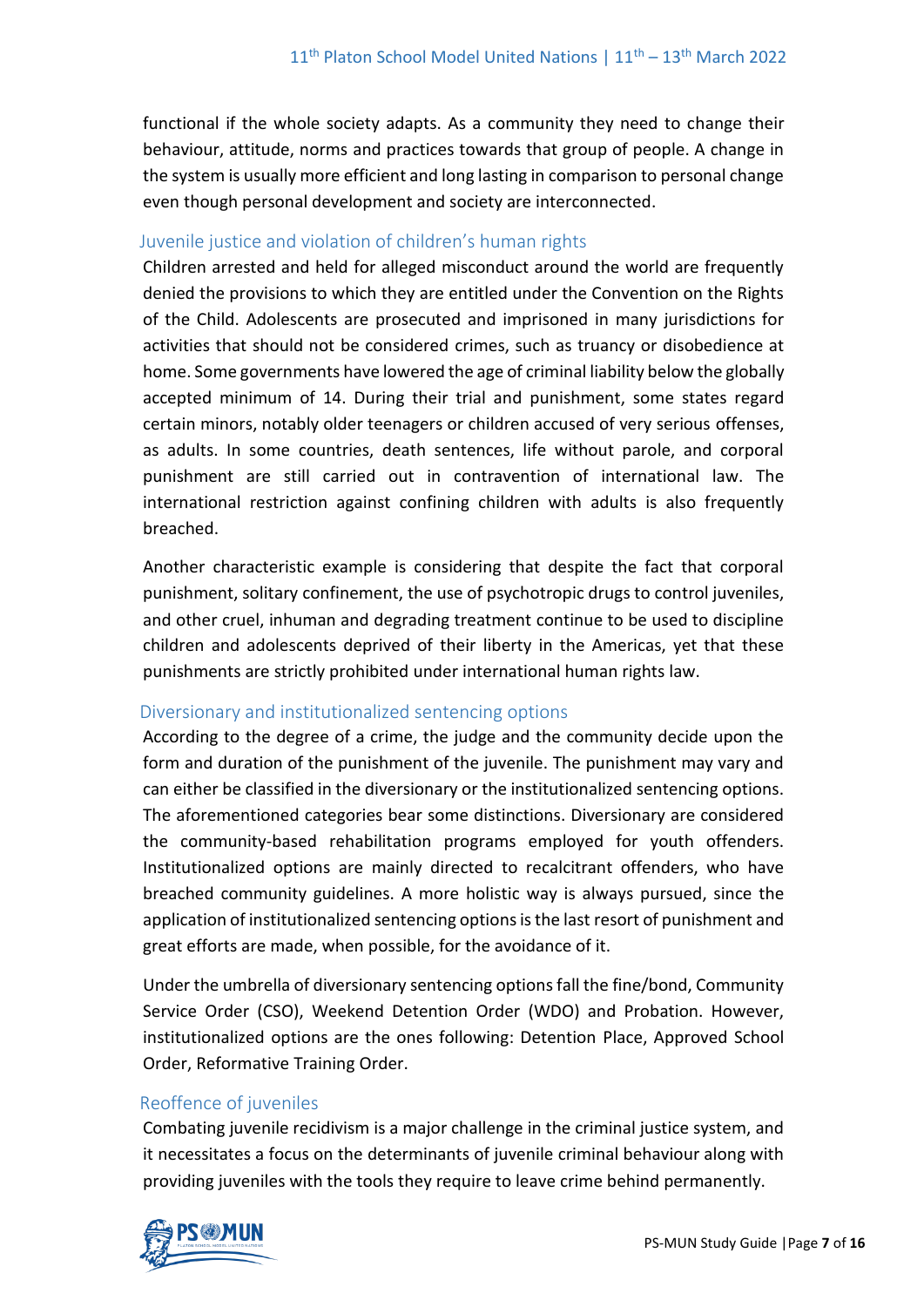functional if the whole society adapts. As a community they need to change their behaviour, attitude, norms and practices towards that group of people. A change in the system is usually more efficient and long lasting in comparison to personal change even though personal development and society are interconnected.

### Juvenile justice and violation of children's human rights

Children arrested and held for alleged misconduct around the world are frequently denied the provisions to which they are entitled under the Convention on the Rights of the Child. Adolescents are prosecuted and imprisoned in many jurisdictions for activities that should not be considered crimes, such as truancy or disobedience at home. Some governments have lowered the age of criminal liability below the globally accepted minimum of 14. During their trial and punishment, some states regard certain minors, notably older teenagers or children accused of very serious offenses, as adults. In some countries, death sentences, life without parole, and corporal punishment are still carried out in contravention of international law. The international restriction against confining children with adults is also frequently breached.

Another characteristic example is considering that despite the fact that corporal punishment, solitary confinement, the use of psychotropic drugs to control juveniles, and other cruel, inhuman and degrading treatment continue to be used to discipline children and adolescents deprived of their liberty in the Americas, yet that these punishments are strictly prohibited under international human rights law.

### Diversionary and institutionalized sentencing options

According to the degree of a crime, the judge and the community decide upon the form and duration of the punishment of the juvenile. The punishment may vary and can either be classified in the diversionary or the institutionalized sentencing options. The aforementioned categories bear some distinctions. Diversionary are considered the community-based rehabilitation programs employed for youth offenders. Institutionalized options are mainly directed to recalcitrant offenders, who have breached community guidelines. A more holistic way is always pursued, since the application of institutionalized sentencing options is the last resort of punishment and great efforts are made, when possible, for the avoidance of it.

Under the umbrella of diversionary sentencing options fall the fine/bond, Community Service Order (CSO), Weekend Detention Order (WDO) and Probation. However, institutionalized options are the ones following: Detention Place, Approved School Order, Reformative Training Order.

### Reoffence of juveniles

Combating juvenile recidivism is a major challenge in the criminal justice system, and it necessitates a focus on the determinants of juvenile criminal behaviour along with providing juveniles with the tools they require to leave crime behind permanently.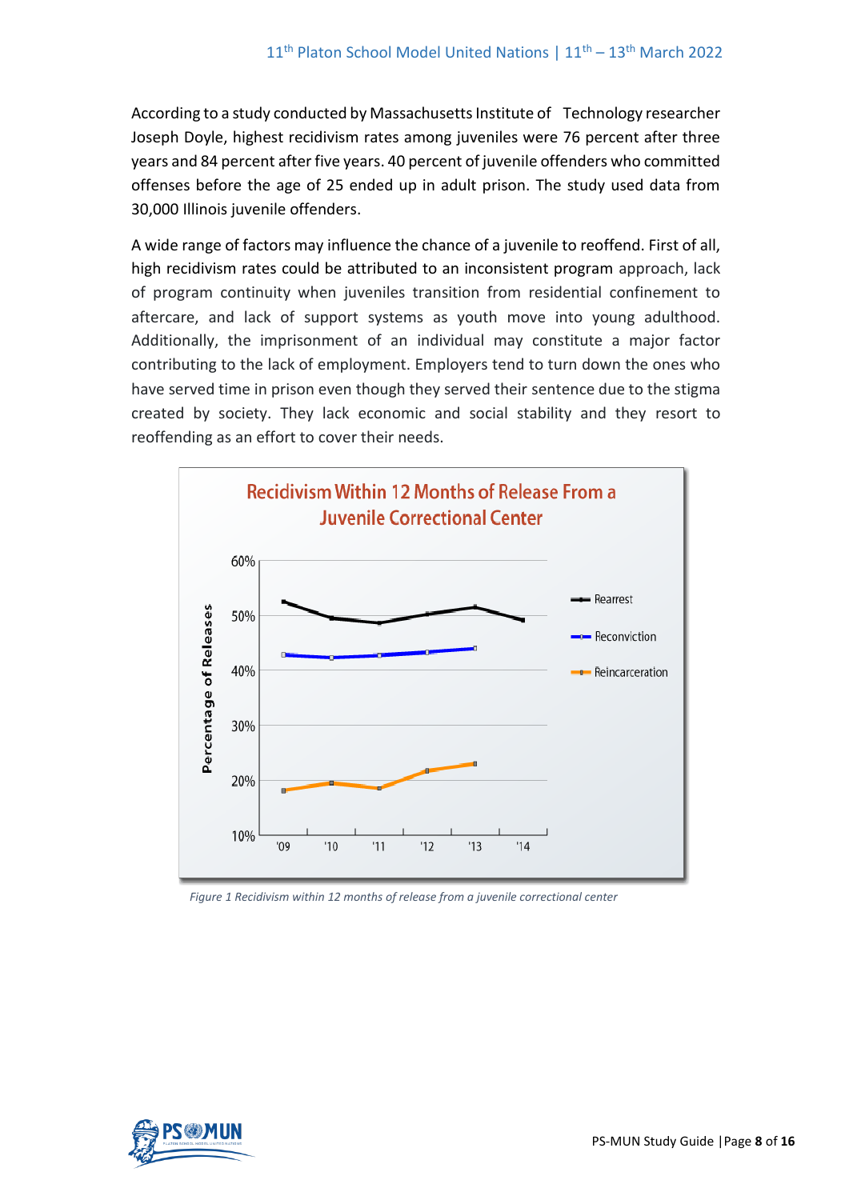According to a study conducted by Massachusetts Institute of Technology researcher Joseph Doyle, highest recidivism rates among juveniles were 76 percent after three years and 84 percent after five years. 40 percent of juvenile offenders who committed offenses before the age of 25 ended up in adult prison. The study used data from 30,000 Illinois juvenile offenders.

A wide range of factors may influence the chance of a juvenile to reoffend. First of all, high recidivism rates could be attributed to an inconsistent program approach, lack of program continuity when juveniles transition from residential confinement to aftercare, and lack of support systems as youth move into young adulthood. Additionally, the imprisonment of an individual may constitute a major factor contributing to the lack of employment. Employers tend to turn down the ones who have served time in prison even though they served their sentence due to the stigma created by society. They lack economic and social stability and they resort to reoffending as an effort to cover their needs.

*Figure 1 Recidivism within 12 months of release from a juvenile correctional center*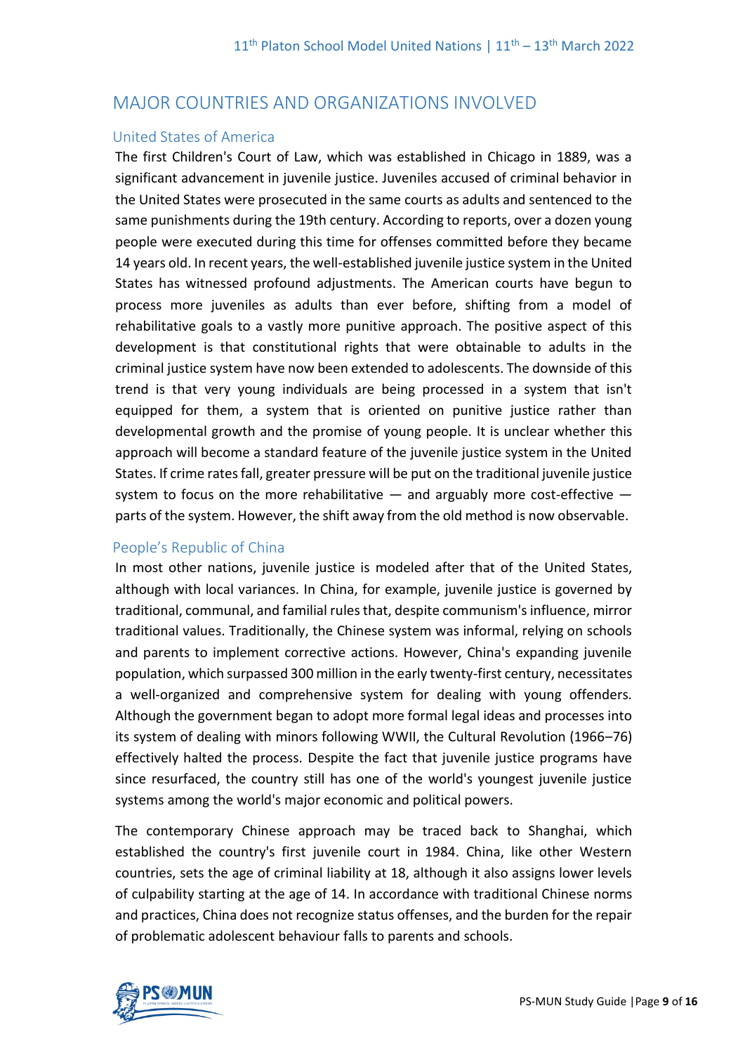## MAJOR COUNTRIES AND ORGANIZATIONS INVOLVED

### United States of America

The first Children's Court of Law, which was established in Chicago in 1889, was a significant advancement in juvenile justice. Juveniles accused of criminal behavior in the United States were prosecuted in the same courts as adults and sentenced to the same punishments during the 19th century. According to reports, over a dozen young people were executed during this time for offenses committed before they became 14 years old. In recent years, the well-established juvenile justice system in the United States has witnessed profound adjustments. The American courts have begun to process more juveniles as adults than ever before, shifting from a model of rehabilitative goals to a vastly more punitive approach. The positive aspect of this development is that constitutional rights that were obtainable to adults in the criminal justice system have now been extended to adolescents. The downside of this trend is that very young individuals are being processed in a system that isn't equipped for them, a system that is oriented on punitive justice rather than developmental growth and the promise of young people. It is unclear whether this approach will become a standard feature of the juvenile justice system in the United States. If crime rates fall, greater pressure will be put on the traditional juvenile justice system to focus on the more rehabilitative — and arguably more cost-effective — parts of the system. However, the shift away from the old method is now observable.

### People's Republic of China

In most other nations, juvenile justice is modeled after that of the United States, although with local variances. In China, for example, juvenile justice is governed by traditional, communal, and familial rules that, despite communism's influence, mirror traditional values. Traditionally, the Chinese system was informal, relying on schools and parents to implement corrective actions. However, China's expanding juvenile population, which surpassed 300 million in the early twenty-first century, necessitates a well-organized and comprehensive system for dealing with young offenders. Although the government began to adopt more formal legal ideas and processes into its system of dealing with minors following WWII, the Cultural Revolution (1966–76) effectively halted the process. Despite the fact that juvenile justice programs have since resurfaced, the country still has one of the world's youngest juvenile justice systems among the world's major economic and political powers.

The contemporary Chinese approach may be traced back to Shanghai, which established the country's first juvenile court in 1984. China, like other Western countries, sets the age of criminal liability at 18, although it also assigns lower levels of culpability starting at the age of 14. In accordance with traditional Chinese norms and practices, China does not recognize status offenses, and the burden for the repair of problematic adolescent behaviour falls to parents and schools.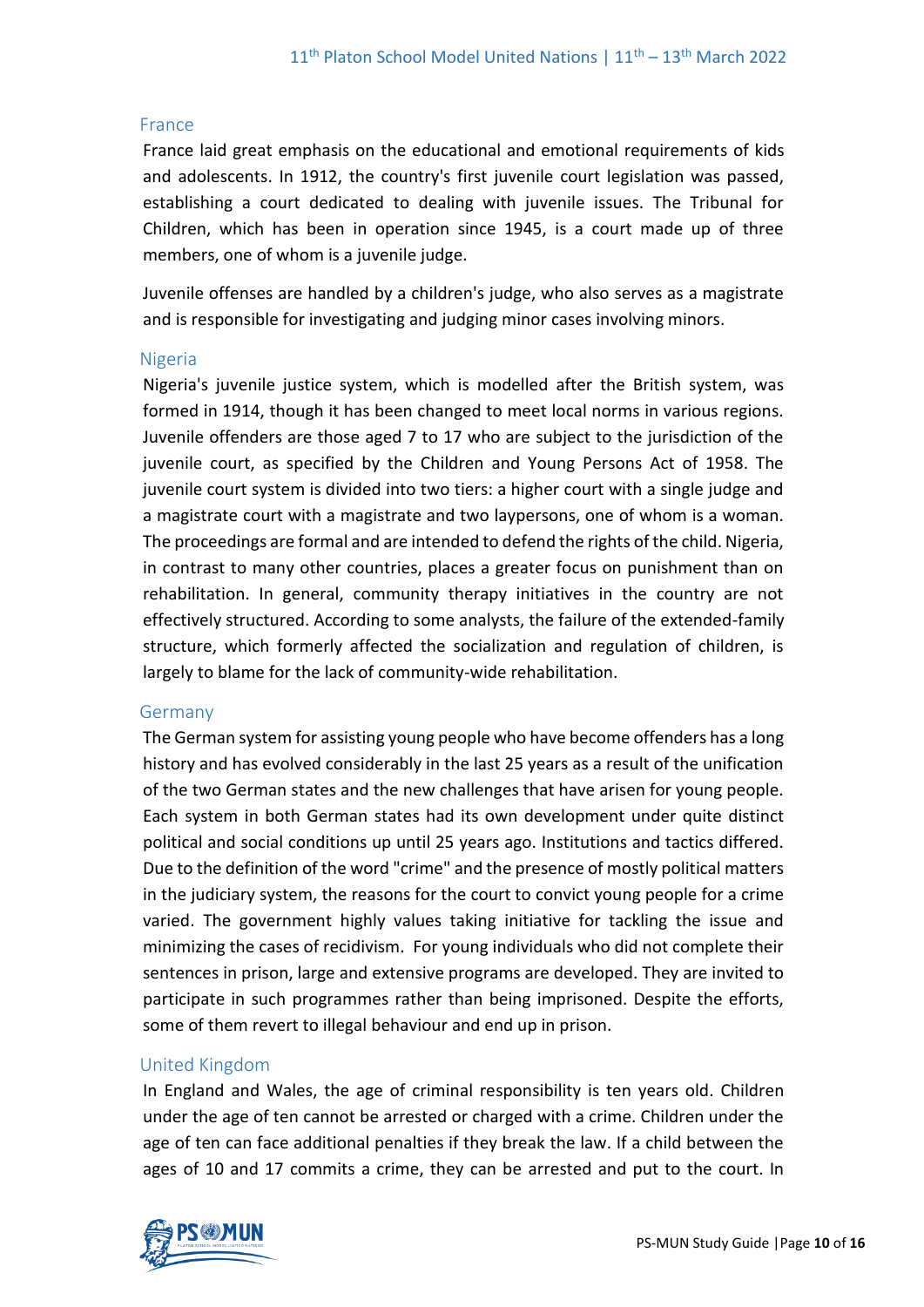### France

France laid great emphasis on the educational and emotional requirements of kids and adolescents. In 1912, the country's first juvenile court legislation was passed, establishing a court dedicated to dealing with juvenile issues. The Tribunal for Children, which has been in operation since 1945, is a court made up of three members, one of whom is a juvenile judge.

Juvenile offenses are handled by a children's judge, who also serves as a magistrate and is responsible for investigating and judging minor cases involving minors.

### Nigeria

Nigeria's juvenile justice system, which is modelled after the British system, was formed in 1914, though it has been changed to meet local norms in various regions. Juvenile offenders are those aged 7 to 17 who are subject to the jurisdiction of the juvenile court, as specified by the Children and Young Persons Act of 1958. The juvenile court system is divided into two tiers: a higher court with a single judge and a magistrate court with a magistrate and two laypersons, one of whom is a woman. The proceedings are formal and are intended to defend the rights of the child. Nigeria, in contrast to many other countries, places a greater focus on punishment than on rehabilitation. In general, community therapy initiatives in the country are not effectively structured. According to some analysts, the failure of the extended-family structure, which formerly affected the socialization and regulation of children, is largely to blame for the lack of community-wide rehabilitation.

### Germany

The German system for assisting young people who have become offenders has a long history and has evolved considerably in the last 25 years as a result of the unification of the two German states and the new challenges that have arisen for young people. Each system in both German states had its own development under quite distinct political and social conditions up until 25 years ago. Institutions and tactics differed. Due to the definition of the word "crime" and the presence of mostly political matters in the judiciary system, the reasons for the court to convict young people for a crime varied. The government highly values taking initiative for tackling the issue and minimizing the cases of recidivism. For young individuals who did not complete their sentences in prison, large and extensive programs are developed. They are invited to participate in such programmes rather than being imprisoned. Despite the efforts, some of them revert to illegal behaviour and end up in prison.

### United Kingdom

In England and Wales, the age of criminal responsibility is ten years old. Children under the age of ten cannot be arrested or charged with a crime. Children under the age of ten can face additional penalties if they break the law. If a child between the ages of 10 and 17 commits a crime, they can be arrested and put to the court. In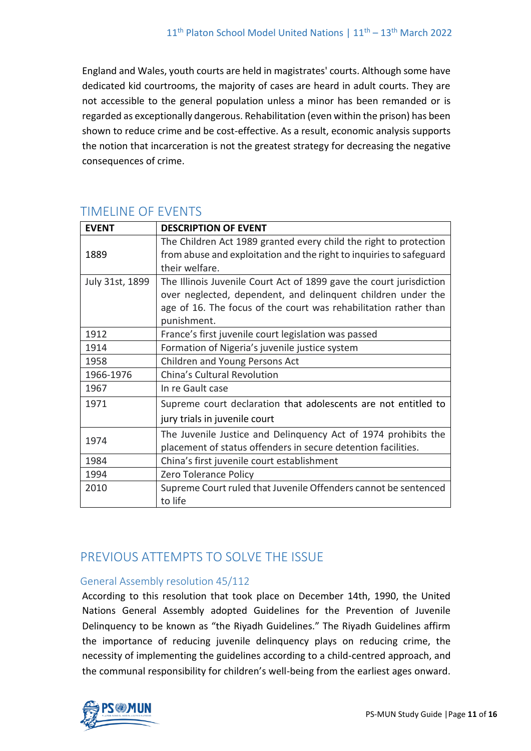England and Wales, youth courts are held in magistrates' courts. Although some have dedicated kid courtrooms, the majority of cases are heard in adult courts. They are not accessible to the general population unless a minor has been remanded or is regarded as exceptionally dangerous. Rehabilitation (even within the prison) has been shown to reduce crime and be cost-effective. As a result, economic analysis supports the notion that incarceration is not the greatest strategy for decreasing the negative consequences of crime.

## TIMELINE OF EVENTS

| EVENT | DESCRIPTION OF EVENT |
| --- | --- |
| 1889 | The Children Act 1989 granted every child the right to protection from abuse and exploitation and the right to inquiries to safeguard their welfare. |
| July 31st, 1899 | The Illinois Juvenile Court Act of 1899 gave the court jurisdiction over neglected, dependent, and delinquent children under the age of 16. The focus of the court was rehabilitation rather than punishment. |
| 1912 | France's first juvenile court legislation was passed |
| 1914 | Formation of Nigeria's juvenile justice system |
| 1958 | Children and Young Persons Act |
| 1966-1976 | China's Cultural Revolution |
| 1967 | In re Gault case |
| 1971 | Supreme court declaration that adolescents are not entitled to jury trials in juvenile court |
| 1974 | The Juvenile Justice and Delinquency Act of 1974 prohibits the placement of status offenders in secure detention facilities. |
| 1984 | China's first juvenile court establishment |
| 1994 | Zero Tolerance Policy |
| 2010 | Supreme Court ruled that Juvenile Offenders cannot be sentenced to life |

## PREVIOUS ATTEMPTS TO SOLVE THE ISSUE

### General Assembly resolution 45/112

According to this resolution that took place on December 14th, 1990, the United Nations General Assembly adopted Guidelines for the Prevention of Juvenile Delinquency to be known as "the Riyadh Guidelines." The Riyadh Guidelines affirm the importance of reducing juvenile delinquency plays on reducing crime, the necessity of implementing the guidelines according to a child-centred approach, and the communal responsibility for children's well-being from the earliest ages onward.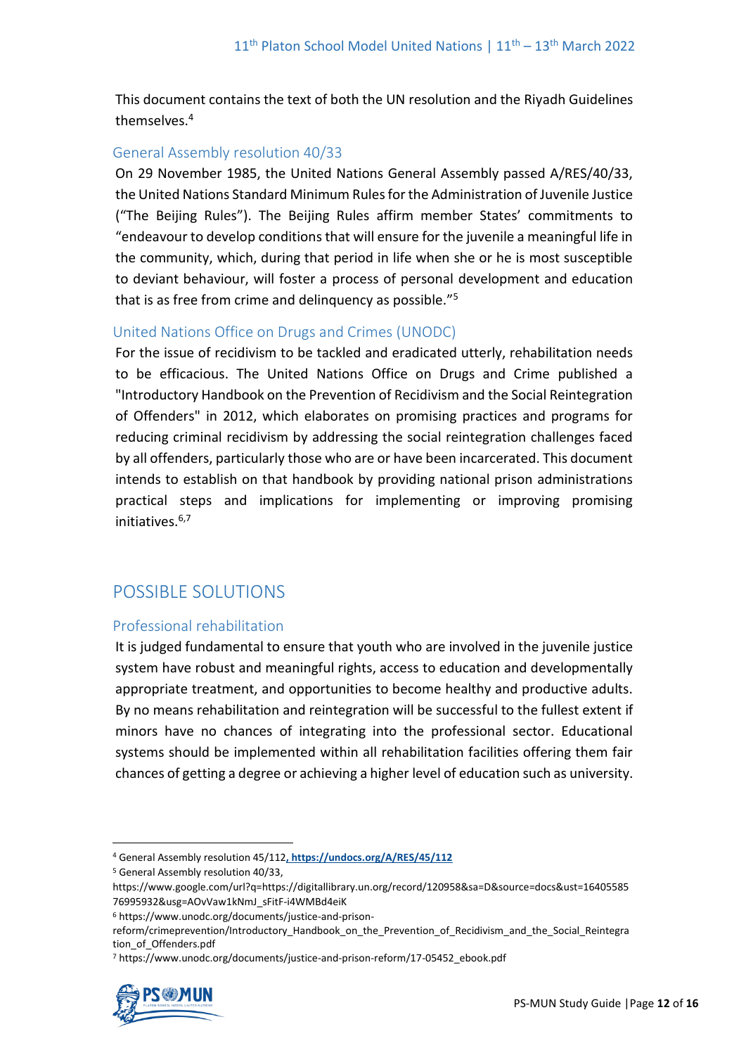This document contains the text of both the UN resolution and the Riyadh Guidelines themselves.[4]

### General Assembly resolution 40/33

On 29 November 1985, the United Nations General Assembly passed A/RES/40/33, the United Nations Standard Minimum Rules for the Administration of Juvenile Justice ("The Beijing Rules"). The Beijing Rules affirm member States' commitments to "endeavour to develop conditions that will ensure for the juvenile a meaningful life in the community, which, during that period in life when she or he is most susceptible to deviant behaviour, will foster a process of personal development and education that is as free from crime and delinquency as possible."[5]

### United Nations Office on Drugs and Crimes (UNODC)

For the issue of recidivism to be tackled and eradicated utterly, rehabilitation needs to be efficacious. The United Nations Office on Drugs and Crime published a "Introductory Handbook on the Prevention of Recidivism and the Social Reintegration of Offenders" in 2012, which elaborates on promising practices and programs for reducing criminal recidivism by addressing the social reintegration challenges faced by all offenders, particularly those who are or have been incarcerated. This document intends to establish on that handbook by providing national prison administrations practical steps and implications for implementing or improving promising initiatives.[6,7]

## POSSIBLE SOLUTIONS

### Professional rehabilitation

It is judged fundamental to ensure that youth who are involved in the juvenile justice system have robust and meaningful rights, access to education and developmentally appropriate treatment, and opportunities to become healthy and productive adults. By no means rehabilitation and reintegration will be successful to the fullest extent if minors have no chances of integrating into the professional sector. Educational systems should be implemented within all rehabilitation facilities offering them fair chances of getting a degree or achieving a higher level of education such as university.

---

[4] General Assembly resolution 45/112, https://undocs.org/A/RES/45/112

[5] General Assembly resolution 40/33, https://www.google.com/url?q=https://digitallibrary.un.org/record/120958&sa=D&source=docs&ust=1640558576995932&usg=AOvVaw1kNmJ_sFitF-i4WMBd4eiK

[6] https://www.unodc.org/documents/justice-and-prison-reform/crimeprevention/Introductory_Handbook_on_the_Prevention_of_Recidivism_and_the_Social_Reintegration_of_Offenders.pdf

[7] https://www.unodc.org/documents/justice-and-prison-reform/17-05452_ebook.pdf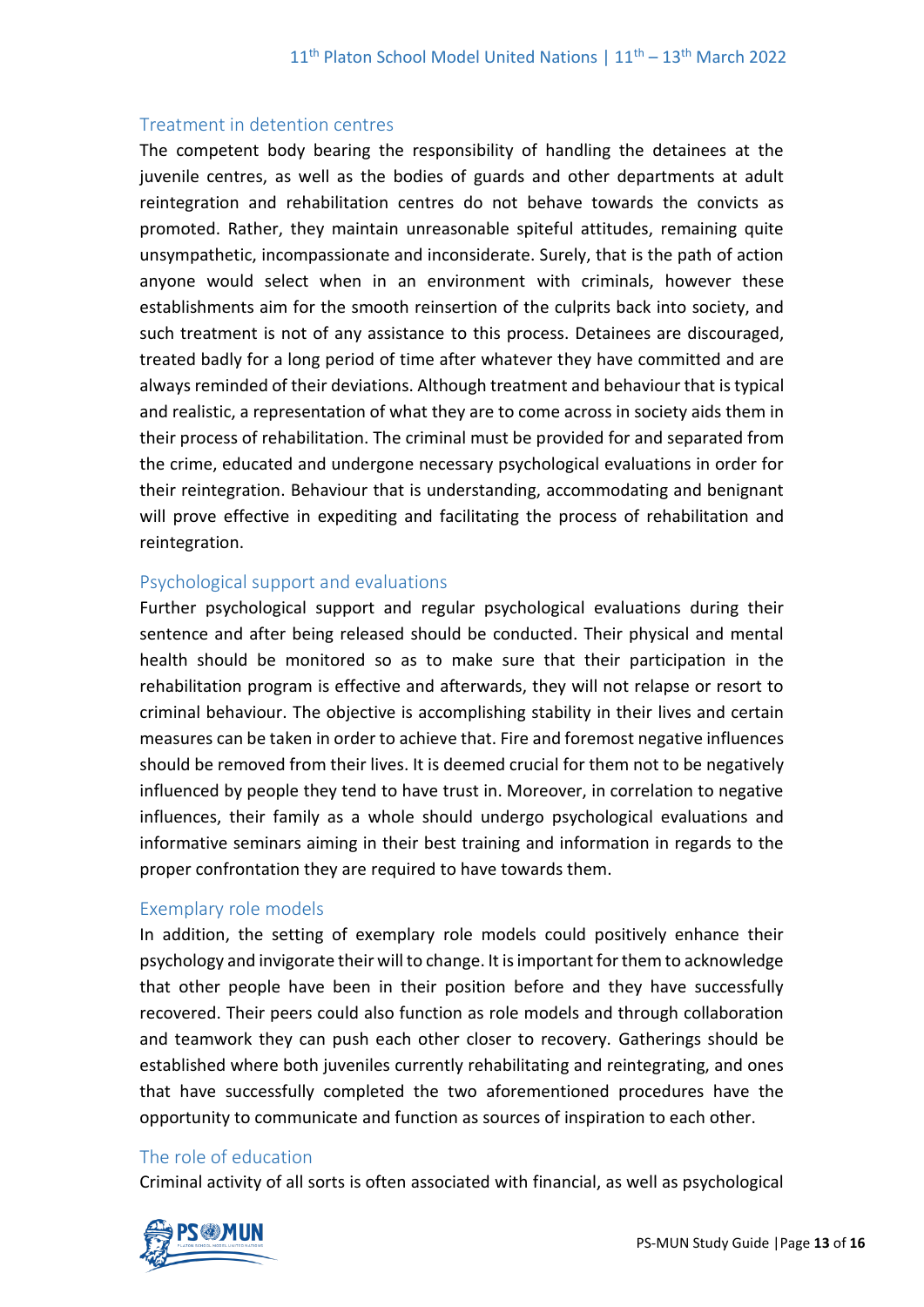### Treatment in detention centres

The competent body bearing the responsibility of handling the detainees at the juvenile centres, as well as the bodies of guards and other departments at adult reintegration and rehabilitation centres do not behave towards the convicts as promoted. Rather, they maintain unreasonable spiteful attitudes, remaining quite unsympathetic, incompassionate and inconsiderate. Surely, that is the path of action anyone would select when in an environment with criminals, however these establishments aim for the smooth reinsertion of the culprits back into society, and such treatment is not of any assistance to this process. Detainees are discouraged, treated badly for a long period of time after whatever they have committed and are always reminded of their deviations. Although treatment and behaviour that is typical and realistic, a representation of what they are to come across in society aids them in their process of rehabilitation. The criminal must be provided for and separated from the crime, educated and undergone necessary psychological evaluations in order for their reintegration. Behaviour that is understanding, accommodating and benignant will prove effective in expediting and facilitating the process of rehabilitation and reintegration.

### Psychological support and evaluations

Further psychological support and regular psychological evaluations during their sentence and after being released should be conducted. Their physical and mental health should be monitored so as to make sure that their participation in the rehabilitation program is effective and afterwards, they will not relapse or resort to criminal behaviour. The objective is accomplishing stability in their lives and certain measures can be taken in order to achieve that. Fire and foremost negative influences should be removed from their lives. It is deemed crucial for them not to be negatively influenced by people they tend to have trust in. Moreover, in correlation to negative influences, their family as a whole should undergo psychological evaluations and informative seminars aiming in their best training and information in regards to the proper confrontation they are required to have towards them.

### Exemplary role models

In addition, the setting of exemplary role models could positively enhance their psychology and invigorate their will to change. It is important for them to acknowledge that other people have been in their position before and they have successfully recovered. Their peers could also function as role models and through collaboration and teamwork they can push each other closer to recovery. Gatherings should be established where both juveniles currently rehabilitating and reintegrating, and ones that have successfully completed the two aforementioned procedures have the opportunity to communicate and function as sources of inspiration to each other.

### The role of education

Criminal activity of all sorts is often associated with financial, as well as psychological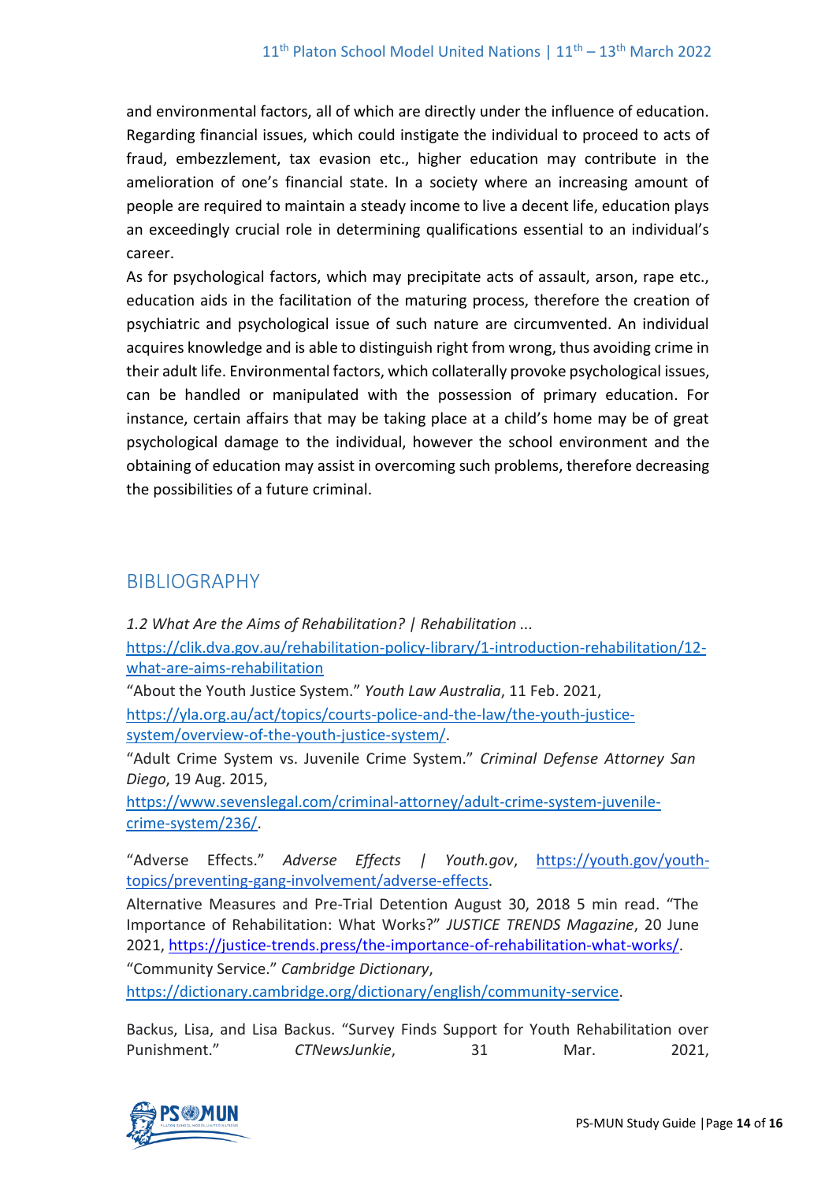and environmental factors, all of which are directly under the influence of education. Regarding financial issues, which could instigate the individual to proceed to acts of fraud, embezzlement, tax evasion etc., higher education may contribute in the amelioration of one's financial state. In a society where an increasing amount of people are required to maintain a steady income to live a decent life, education plays an exceedingly crucial role in determining qualifications essential to an individual's career.

As for psychological factors, which may precipitate acts of assault, arson, rape etc., education aids in the facilitation of the maturing process, therefore the creation of psychiatric and psychological issue of such nature are circumvented. An individual acquires knowledge and is able to distinguish right from wrong, thus avoiding crime in their adult life. Environmental factors, which collaterally provoke psychological issues, can be handled or manipulated with the possession of primary education. For instance, certain affairs that may be taking place at a child's home may be of great psychological damage to the individual, however the school environment and the obtaining of education may assist in overcoming such problems, therefore decreasing the possibilities of a future criminal.

## BIBLIOGRAPHY

*1.2 What Are the Aims of Rehabilitation? | Rehabilitation ...* https://clik.dva.gov.au/rehabilitation-policy-library/1-introduction-rehabilitation/12-what-are-aims-rehabilitation

"About the Youth Justice System." *Youth Law Australia*, 11 Feb. 2021, https://yla.org.au/act/topics/courts-police-and-the-law/the-youth-justice-system/overview-of-the-youth-justice-system/.

"Adult Crime System vs. Juvenile Crime System." *Criminal Defense Attorney San Diego*, 19 Aug. 2015, https://www.sevenslegal.com/criminal-attorney/adult-crime-system-juvenile-crime-system/236/.

"Adverse Effects." *Adverse Effects | Youth.gov*, https://youth.gov/youth-topics/preventing-gang-involvement/adverse-effects.

Alternative Measures and Pre-Trial Detention August 30, 2018 5 min read. "The Importance of Rehabilitation: What Works?" *JUSTICE TRENDS Magazine*, 20 June 2021, https://justice-trends.press/the-importance-of-rehabilitation-what-works/.

"Community Service." *Cambridge Dictionary*, https://dictionary.cambridge.org/dictionary/english/community-service.

Backus, Lisa, and Lisa Backus. "Survey Finds Support for Youth Rehabilitation over Punishment." *CTNewsJunkie*, 31 Mar. 2021,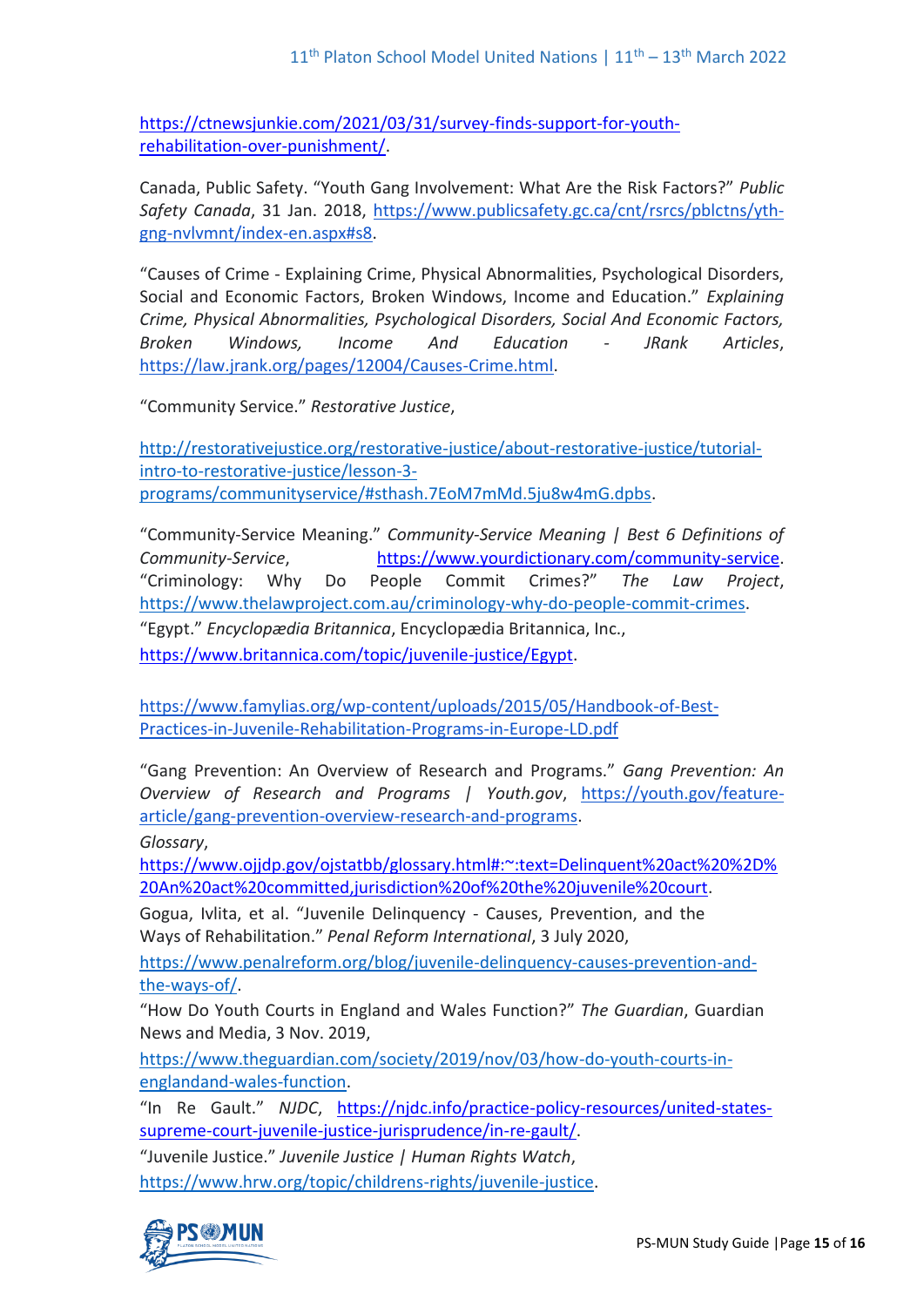https://ctnewsjunkie.com/2021/03/31/survey-finds-support-for-youth-rehabilitation-over-punishment/.

Canada, Public Safety. "Youth Gang Involvement: What Are the Risk Factors?" *Public Safety Canada*, 31 Jan. 2018, https://www.publicsafety.gc.ca/cnt/rsrcs/pblctns/yth-gng-nvlvmnt/index-en.aspx#s8.

"Causes of Crime - Explaining Crime, Physical Abnormalities, Psychological Disorders, Social and Economic Factors, Broken Windows, Income and Education." *Explaining Crime, Physical Abnormalities, Psychological Disorders, Social And Economic Factors, Broken Windows, Income And Education - JRank Articles*, https://law.jrank.org/pages/12004/Causes-Crime.html.

"Community Service." *Restorative Justice*,

http://restorativejustice.org/restorative-justice/about-restorative-justice/tutorial-intro-to-restorative-justice/lesson-3-programs/communityservice/#sthash.7EoM7mMd.5ju8w4mG.dpbs.

"Community-Service Meaning." *Community-Service Meaning | Best 6 Definitions of Community-Service*, https://www.yourdictionary.com/community-service.

"Criminology: Why Do People Commit Crimes?" *The Law Project*, https://www.thelawproject.com.au/criminology-why-do-people-commit-crimes.

"Egypt." *Encyclopædia Britannica*, Encyclopædia Britannica, Inc., https://www.britannica.com/topic/juvenile-justice/Egypt.

https://www.famylias.org/wp-content/uploads/2015/05/Handbook-of-Best-Practices-in-Juvenile-Rehabilitation-Programs-in-Europe-LD.pdf

"Gang Prevention: An Overview of Research and Programs." *Gang Prevention: An Overview of Research and Programs | Youth.gov*, https://youth.gov/feature-article/gang-prevention-overview-research-and-programs.

*Glossary*, https://www.ojjdp.gov/ojstatbb/glossary.html#:~:text=Delinquent%20act%20%2D%20An%20act%20committed,jurisdiction%20of%20the%20juvenile%20court.

Gogua, Ivlita, et al. "Juvenile Delinquency - Causes, Prevention, and the Ways of Rehabilitation." *Penal Reform International*, 3 July 2020, https://www.penalreform.org/blog/juvenile-delinquency-causes-prevention-and-the-ways-of/.

"How Do Youth Courts in England and Wales Function?" *The Guardian*, Guardian News and Media, 3 Nov. 2019, https://www.theguardian.com/society/2019/nov/03/how-do-youth-courts-in-englandand-wales-function.

"In Re Gault." *NJDC*, https://njdc.info/practice-policy-resources/united-states-supreme-court-juvenile-justice-jurisprudence/in-re-gault/.

"Juvenile Justice." *Juvenile Justice | Human Rights Watch*, https://www.hrw.org/topic/childrens-rights/juvenile-justice.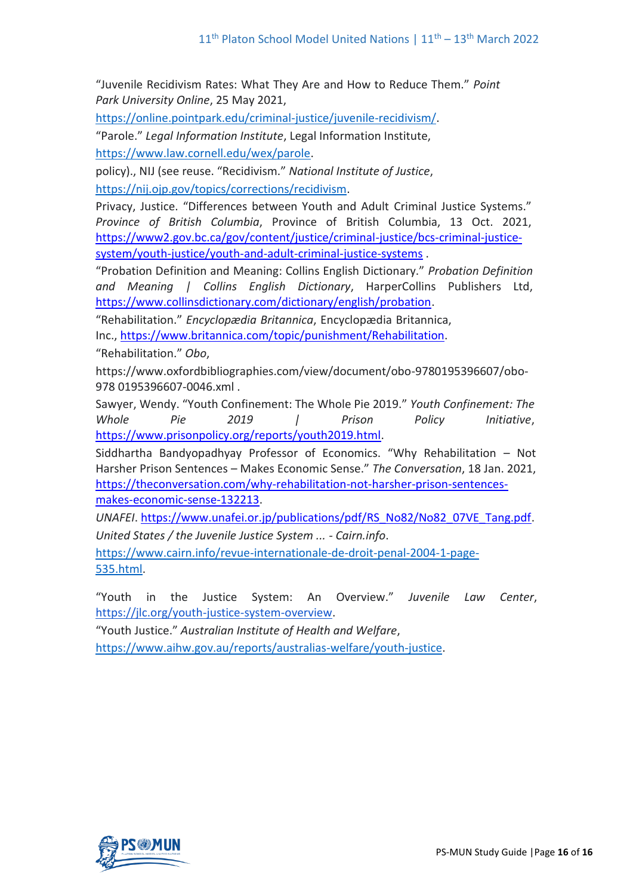"Juvenile Recidivism Rates: What They Are and How to Reduce Them." *Point Park University Online*, 25 May 2021, https://online.pointpark.edu/criminal-justice/juvenile-recidivism/.

"Parole." *Legal Information Institute*, Legal Information Institute, https://www.law.cornell.edu/wex/parole.

policy)., NIJ (see reuse. "Recidivism." *National Institute of Justice*, https://nij.ojp.gov/topics/corrections/recidivism.

Privacy, Justice. "Differences between Youth and Adult Criminal Justice Systems." *Province of British Columbia*, Province of British Columbia, 13 Oct. 2021, https://www2.gov.bc.ca/gov/content/justice/criminal-justice/bcs-criminal-justice-system/youth-justice/youth-and-adult-criminal-justice-systems .

"Probation Definition and Meaning: Collins English Dictionary." *Probation Definition and Meaning | Collins English Dictionary*, HarperCollins Publishers Ltd, https://www.collinsdictionary.com/dictionary/english/probation.

"Rehabilitation." *Encyclopædia Britannica*, Encyclopædia Britannica, Inc., https://www.britannica.com/topic/punishment/Rehabilitation.

"Rehabilitation." *Obo*, https://www.oxfordbibliographies.com/view/document/obo-9780195396607/obo-978 0195396607-0046.xml .

Sawyer, Wendy. "Youth Confinement: The Whole Pie 2019." *Youth Confinement: The Whole Pie 2019 | Prison Policy Initiative*, https://www.prisonpolicy.org/reports/youth2019.html.

Siddhartha Bandyopadhyay Professor of Economics. "Why Rehabilitation – Not Harsher Prison Sentences – Makes Economic Sense." *The Conversation*, 18 Jan. 2021, https://theconversation.com/why-rehabilitation-not-harsher-prison-sentences-makes-economic-sense-132213.

*UNAFEI*. https://www.unafei.or.jp/publications/pdf/RS_No82/No82_07VE_Tang.pdf.

*United States / the Juvenile Justice System ... - Cairn.info*. https://www.cairn.info/revue-internationale-de-droit-penal-2004-1-page-535.html.

"Youth in the Justice System: An Overview." *Juvenile Law Center*, https://jlc.org/youth-justice-system-overview.

"Youth Justice." *Australian Institute of Health and Welfare*, https://www.aihw.gov.au/reports/australias-welfare/youth-justice.